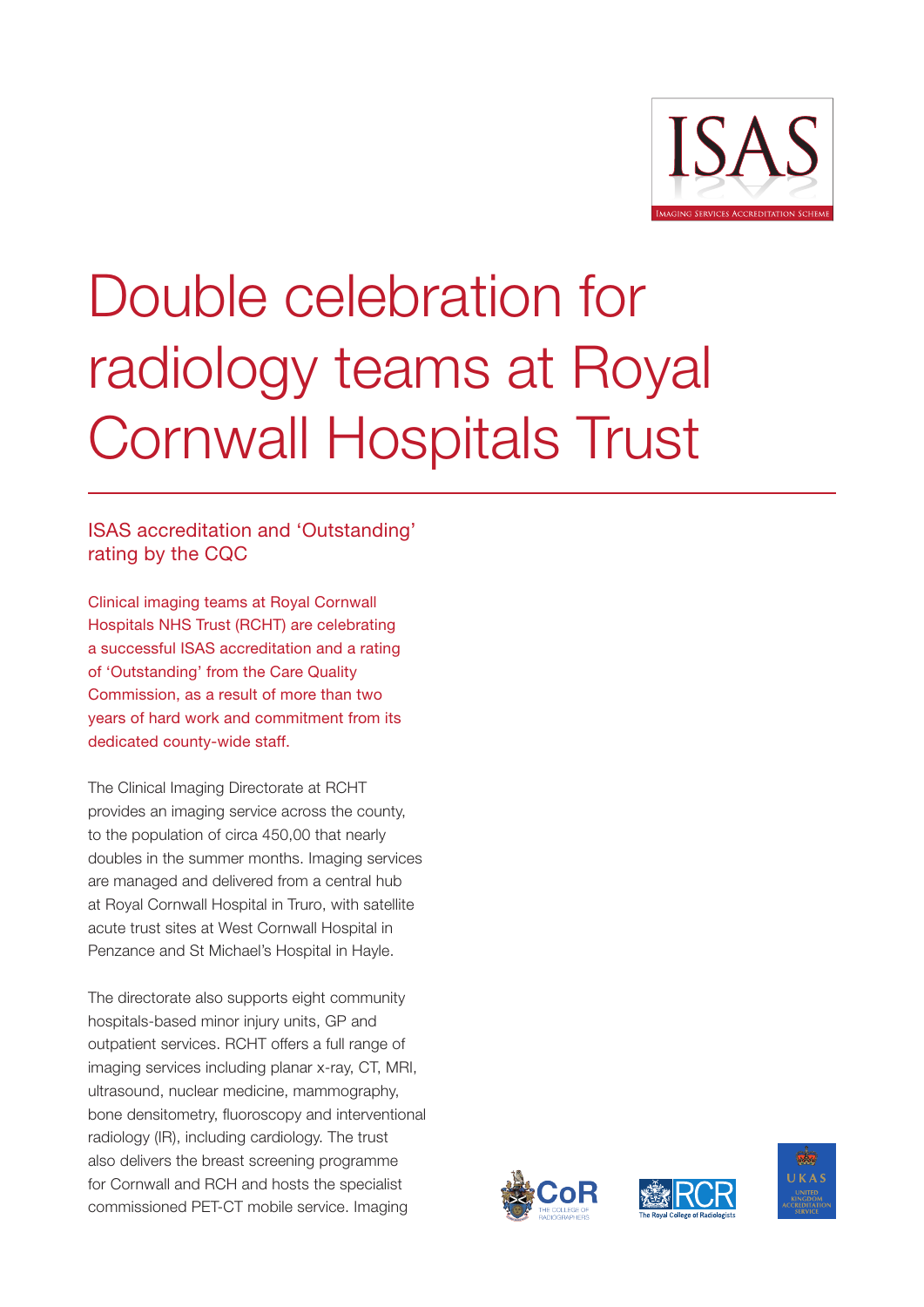# Double celebration for radiology teams at Royal Cornwall Hospitals Trust

## ISAS accreditation and 'Outstanding' rating by the CQC

Clinical imaging teams at Royal Cornwall Hospitals NHS Trust (RCHT) are celebrating a successful ISAS accreditation and a rating of 'Outstanding' from the Care Quality Commission, as a result of more than two years of hard work and commitment from its dedicated county-wide staff.

The Clinical Imaging Directorate at RCHT provides an imaging service across the county, to the population of circa 450,00 that nearly doubles in the summer months. Imaging services are managed and delivered from a central hub at Royal Cornwall Hospital in Truro, with satellite acute trust sites at West Cornwall Hospital in Penzance and St Michael's Hospital in Hayle.

The directorate also supports eight community hospitals-based minor injury units, GP and outpatient services. RCHT offers a full range of imaging services including planar x-ray, CT, MRI, ultrasound, nuclear medicine, mammography, bone densitometry, fluoroscopy and interventional radiology (IR), including cardiology. The trust also delivers the breast screening programme for Cornwall and RCH and hosts the specialist commissioned PET-CT mobile service. Imaging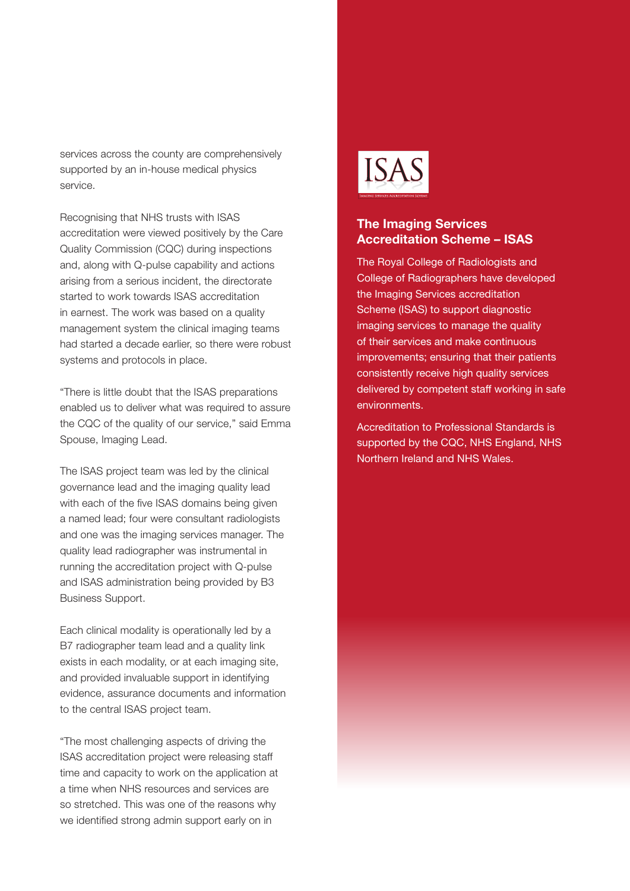services across the county are comprehensively supported by an in-house medical physics service.

Recognising that NHS trusts with ISAS accreditation were viewed positively by the Care Quality Commission (CQC) during inspections and, along with Q-pulse capability and actions arising from a serious incident, the directorate started to work towards ISAS accreditation in earnest. The work was based on a quality management system the clinical imaging teams had started a decade earlier, so there were robust systems and protocols in place.

"There is little doubt that the ISAS preparations enabled us to deliver what was required to assure the CQC of the quality of our service," said Emma Spouse, Imaging Lead.

The ISAS project team was led by the clinical governance lead and the imaging quality lead with each of the five ISAS domains being given a named lead; four were consultant radiologists and one was the imaging services manager. The quality lead radiographer was instrumental in running the accreditation project with Q-pulse and ISAS administration being provided by B3 Business Support.

Each clinical modality is operationally led by a B7 radiographer team lead and a quality link exists in each modality, or at each imaging site, and provided invaluable support in identifying evidence, assurance documents and information to the central ISAS project team.

"The most challenging aspects of driving the ISAS accreditation project were releasing staff time and capacity to work on the application at a time when NHS resources and services are so stretched. This was one of the reasons why we identified strong admin support early on in

ISAS

IMAGING SERVICES ACCREDITATION SCHEME

## The Imaging Services Accreditation Scheme – ISAS

The Royal College of Radiologists and College of Radiographers have developed the Imaging Services accreditation Scheme (ISAS) to support diagnostic imaging services to manage the quality of their services and make continuous improvements; ensuring that their patients consistently receive high quality services delivered by competent staff working in safe environments.

Accreditation to Professional Standards is supported by the CQC, NHS England, NHS Northern Ireland and NHS Wales.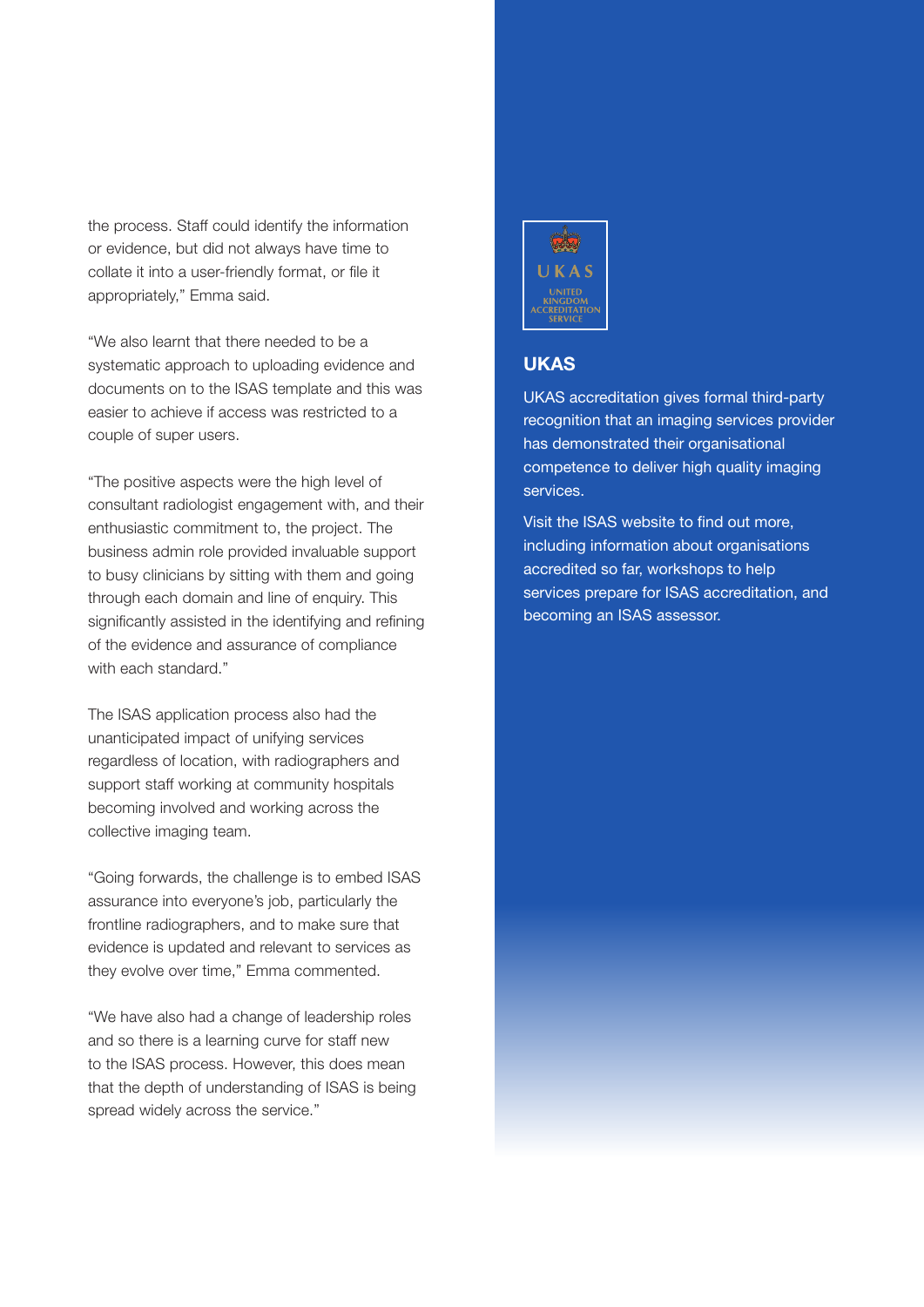the process. Staff could identify the information or evidence, but did not always have time to collate it into a user-friendly format, or file it appropriately," Emma said.

"We also learnt that there needed to be a systematic approach to uploading evidence and documents on to the ISAS template and this was easier to achieve if access was restricted to a couple of super users.

"The positive aspects were the high level of consultant radiologist engagement with, and their enthusiastic commitment to, the project. The business admin role provided invaluable support to busy clinicians by sitting with them and going through each domain and line of enquiry. This significantly assisted in the identifying and refining of the evidence and assurance of compliance with each standard."

The ISAS application process also had the unanticipated impact of unifying services regardless of location, with radiographers and support staff working at community hospitals becoming involved and working across the collective imaging team.

"Going forwards, the challenge is to embed ISAS assurance into everyone's job, particularly the frontline radiographers, and to make sure that evidence is updated and relevant to services as they evolve over time," Emma commented.

"We have also had a change of leadership roles and so there is a learning curve for staff new to the ISAS process. However, this does mean that the depth of understanding of ISAS is being spread widely across the service."

UKAS

UNITED KINGDOM ACCREDITATION SERVICE

## UKAS

UKAS accreditation gives formal third-party recognition that an imaging services provider has demonstrated their organisational competence to deliver high quality imaging services.

Visit the ISAS website to find out more, including information about organisations accredited so far, workshops to help services prepare for ISAS accreditation, and becoming an ISAS assessor.